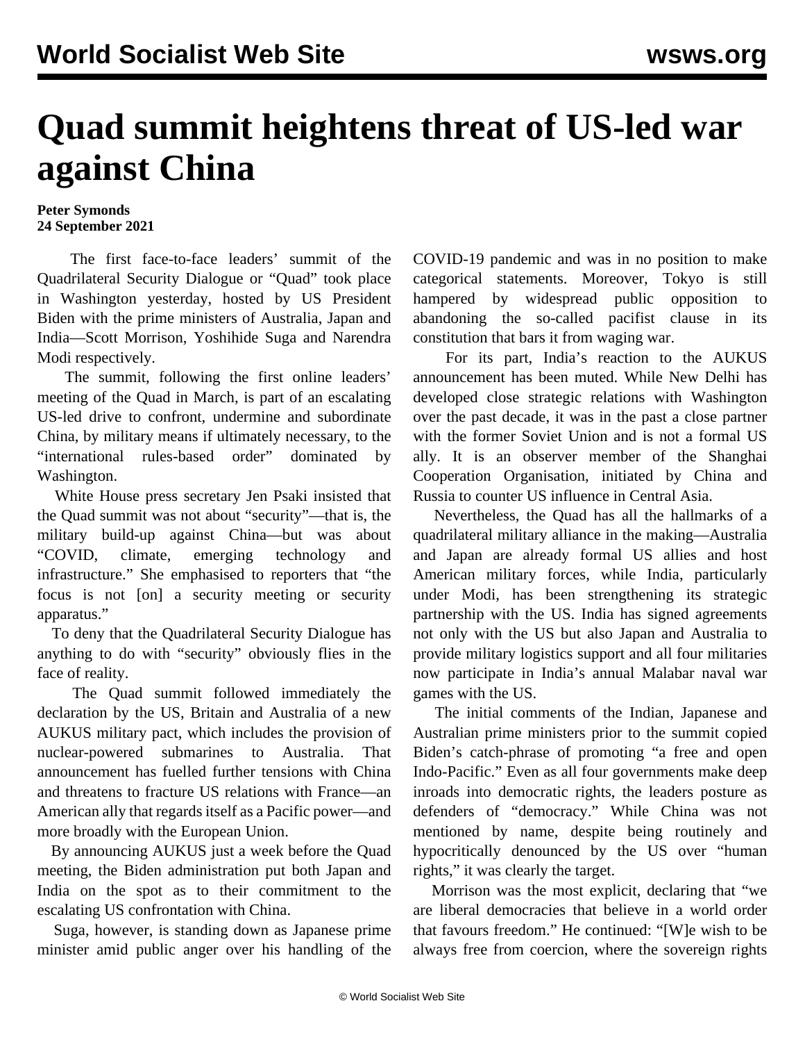# Quad summit heightens threat of US-led war against China

**Peter Symonds**
**24 September 2021**

The first face-to-face leaders' summit of the Quadrilateral Security Dialogue or "Quad" took place in Washington yesterday, hosted by US President Biden with the prime ministers of Australia, Japan and India—Scott Morrison, Yoshihide Suga and Narendra Modi respectively.

The summit, following the first online leaders' meeting of the Quad in March, is part of an escalating US-led drive to confront, undermine and subordinate China, by military means if ultimately necessary, to the "international rules-based order" dominated by Washington.

White House press secretary Jen Psaki insisted that the Quad summit was not about "security"—that is, the military build-up against China—but was about "COVID, climate, emerging technology and infrastructure." She emphasised to reporters that "the focus is not [on] a security meeting or security apparatus."

To deny that the Quadrilateral Security Dialogue has anything to do with "security" obviously flies in the face of reality.

The Quad summit followed immediately the declaration by the US, Britain and Australia of a new AUKUS military pact, which includes the provision of nuclear-powered submarines to Australia. That announcement has fuelled further tensions with China and threatens to fracture US relations with France—an American ally that regards itself as a Pacific power—and more broadly with the European Union.

By announcing AUKUS just a week before the Quad meeting, the Biden administration put both Japan and India on the spot as to their commitment to the escalating US confrontation with China.

Suga, however, is standing down as Japanese prime minister amid public anger over his handling of the COVID-19 pandemic and was in no position to make categorical statements. Moreover, Tokyo is still hampered by widespread public opposition to abandoning the so-called pacifist clause in its constitution that bars it from waging war.

For its part, India's reaction to the AUKUS announcement has been muted. While New Delhi has developed close strategic relations with Washington over the past decade, it was in the past a close partner with the former Soviet Union and is not a formal US ally. It is an observer member of the Shanghai Cooperation Organisation, initiated by China and Russia to counter US influence in Central Asia.

Nevertheless, the Quad has all the hallmarks of a quadrilateral military alliance in the making—Australia and Japan are already formal US allies and host American military forces, while India, particularly under Modi, has been strengthening its strategic partnership with the US. India has signed agreements not only with the US but also Japan and Australia to provide military logistics support and all four militaries now participate in India's annual Malabar naval war games with the US.

The initial comments of the Indian, Japanese and Australian prime ministers prior to the summit copied Biden's catch-phrase of promoting "a free and open Indo-Pacific." Even as all four governments make deep inroads into democratic rights, the leaders posture as defenders of "democracy." While China was not mentioned by name, despite being routinely and hypocritically denounced by the US over "human rights," it was clearly the target.

Morrison was the most explicit, declaring that "we are liberal democracies that believe in a world order that favours freedom." He continued: "[W]e wish to be always free from coercion, where the sovereign rights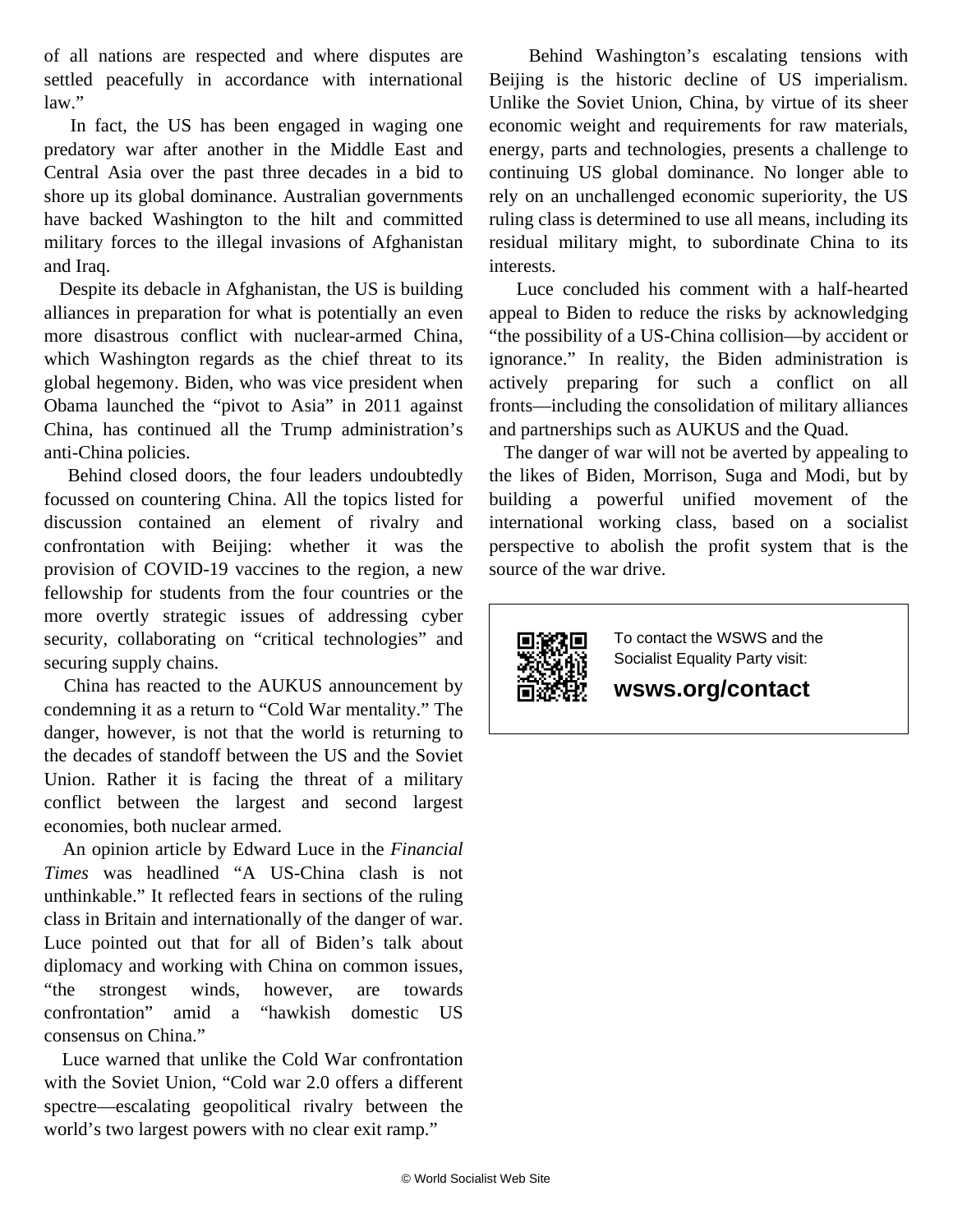of all nations are respected and where disputes are settled peacefully in accordance with international law."

In fact, the US has been engaged in waging one predatory war after another in the Middle East and Central Asia over the past three decades in a bid to shore up its global dominance. Australian governments have backed Washington to the hilt and committed military forces to the illegal invasions of Afghanistan and Iraq.

Despite its debacle in Afghanistan, the US is building alliances in preparation for what is potentially an even more disastrous conflict with nuclear-armed China, which Washington regards as the chief threat to its global hegemony. Biden, who was vice president when Obama launched the "pivot to Asia" in 2011 against China, has continued all the Trump administration's anti-China policies.

Behind closed doors, the four leaders undoubtedly focussed on countering China. All the topics listed for discussion contained an element of rivalry and confrontation with Beijing: whether it was the provision of COVID-19 vaccines to the region, a new fellowship for students from the four countries or the more overtly strategic issues of addressing cyber security, collaborating on "critical technologies" and securing supply chains.

China has reacted to the AUKUS announcement by condemning it as a return to "Cold War mentality." The danger, however, is not that the world is returning to the decades of standoff between the US and the Soviet Union. Rather it is facing the threat of a military conflict between the largest and second largest economies, both nuclear armed.

An opinion article by Edward Luce in the *Financial Times* was headlined "A US-China clash is not unthinkable." It reflected fears in sections of the ruling class in Britain and internationally of the danger of war. Luce pointed out that for all of Biden's talk about diplomacy and working with China on common issues, "the strongest winds, however, are towards confrontation" amid a "hawkish domestic US consensus on China."

Luce warned that unlike the Cold War confrontation with the Soviet Union, "Cold war 2.0 offers a different spectre—escalating geopolitical rivalry between the world's two largest powers with no clear exit ramp."

Behind Washington's escalating tensions with Beijing is the historic decline of US imperialism. Unlike the Soviet Union, China, by virtue of its sheer economic weight and requirements for raw materials, energy, parts and technologies, presents a challenge to continuing US global dominance. No longer able to rely on an unchallenged economic superiority, the US ruling class is determined to use all means, including its residual military might, to subordinate China to its interests.

Luce concluded his comment with a half-hearted appeal to Biden to reduce the risks by acknowledging "the possibility of a US-China collision—by accident or ignorance." In reality, the Biden administration is actively preparing for such a conflict on all fronts—including the consolidation of military alliances and partnerships such as AUKUS and the Quad.

The danger of war will not be averted by appealing to the likes of Biden, Morrison, Suga and Modi, but by building a powerful unified movement of the international working class, based on a socialist perspective to abolish the profit system that is the source of the war drive.

To contact the WSWS and the Socialist Equality Party visit:

**wsws.org/contact**